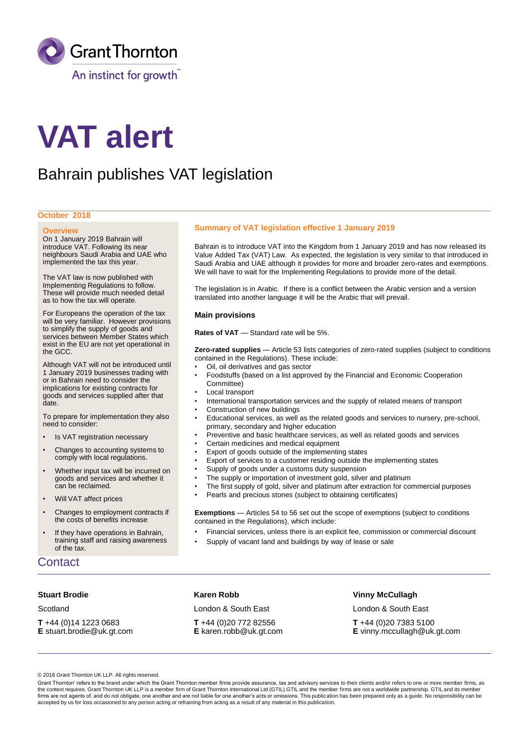Grant Thornton

An instinct for growth™

# VAT alert

## Bahrain publishes VAT legislation

October 2018

### Overview

On 1 January 2019 Bahrain will introduce VAT. Following its near neighbours Saudi Arabia and UAE who implemented the tax this year.

The VAT law is now published with Implementing Regulations to follow. These will provide much needed detail as to how the tax will operate.

For Europeans the operation of the tax will be very familiar. However provisions to simplify the supply of goods and services between Member States which exist in the EU are not yet operational in the GCC.

Although VAT will not be introduced until 1 January 2019 businesses trading with or in Bahrain need to consider the implications for existing contracts for goods and services supplied after that date.

To prepare for implementation they also need to consider:

- Is VAT registration necessary
- Changes to accounting systems to comply with local regulations.
- Whether input tax will be incurred on goods and services and whether it can be reclaimed.
- Will VAT affect prices
- Changes to employment contracts if the costs of benefits increase
- If they have operations in Bahrain, training staff and raising awareness of the tax.

### Summary of VAT legislation effective 1 January 2019

Bahrain is to introduce VAT into the Kingdom from 1 January 2019 and has now released its Value Added Tax (VAT) Law. As expected, the legislation is very similar to that introduced in Saudi Arabia and UAE although it provides for more and broader zero-rates and exemptions. We will have to wait for the Implementing Regulations to provide more of the detail.

The legislation is in Arabic. If there is a conflict between the Arabic version and a version translated into another language it will be the Arabic that will prevail.

### Main provisions

**Rates of VAT** — Standard rate will be 5%.

**Zero-rated supplies** — Article 53 lists categories of zero-rated supplies (subject to conditions contained in the Regulations). These include:

- Oil, oil derivatives and gas sector
- Foodstuffs (based on a list approved by the Financial and Economic Cooperation Committee)
- Local transport
- International transportation services and the supply of related means of transport
- Construction of new buildings
- Educational services, as well as the related goods and services to nursery, pre-school, primary, secondary and higher education
- Preventive and basic healthcare services, as well as related goods and services
- Certain medicines and medical equipment
- Export of goods outside of the implementing states
- Export of services to a customer residing outside the implementing states
- Supply of goods under a customs duty suspension
- The supply or importation of investment gold, silver and platinum
- The first supply of gold, silver and platinum after extraction for commercial purposes
- Pearls and precious stones (subject to obtaining certificates)

**Exemptions** — Articles 54 to 56 set out the scope of exemptions (subject to conditions contained in the Regulations), which include:

- Financial services, unless there is an explicit fee, commission or commercial discount
- Supply of vacant land and buildings by way of lease or sale

## Contact

**Stuart Brodie**

Scotland

**T** +44 (0)14 1223 0683
**E** stuart.brodie@uk.gt.com

**Karen Robb**

London & South East

**T** +44 (0)20 772 82556
**E** karen.robb@uk.gt.com

**Vinny McCullagh**

London & South East

**T** +44 (0)20 7383 5100
**E** vinny.mccullagh@uk.gt.com

© 2018 Grant Thornton UK LLP. All rights reserved.

Grant Thornton' refers to the brand under which the Grant Thornton member firms provide assurance, tax and advisory services to their clients and/or refers to one or more member firms, as the context requires. Grant Thornton UK LLP is a member firm of Grant Thornton International Ltd (GTIL).GTIL and the member firms are not a worldwide partnership. GTIL and its member firms are not agents of, and do not obligate, one another and are not liable for one another's acts or omissions. This publication has been prepared only as a guide. No responsibility can be accepted by us for loss occasioned to any person acting or refraining from acting as a result of any material in this publication.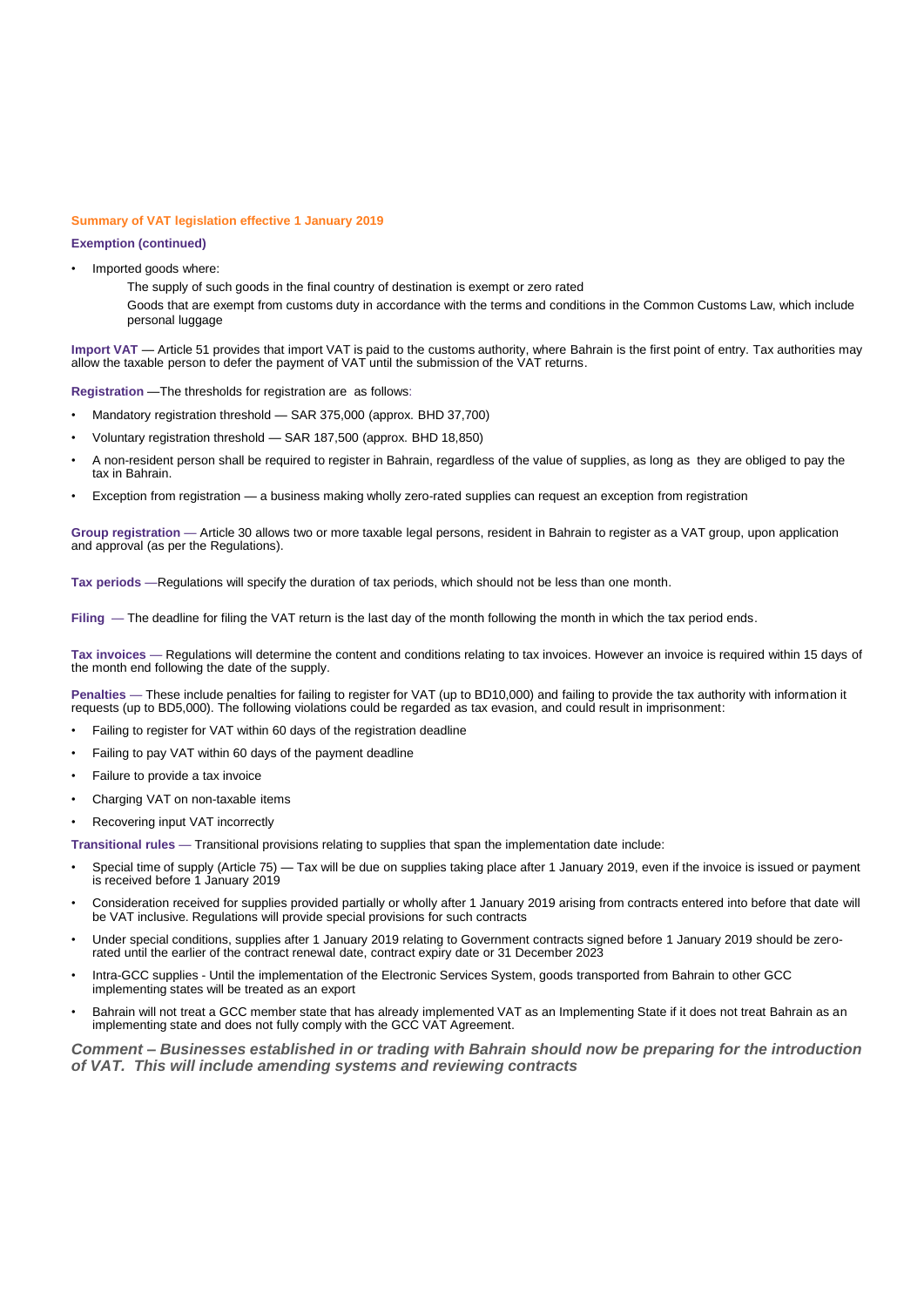## Summary of VAT legislation effective 1 January 2019

### Exemption (continued)

- Imported goods where:
  - The supply of such goods in the final country of destination is exempt or zero rated
  - Goods that are exempt from customs duty in accordance with the terms and conditions in the Common Customs Law, which include personal luggage

**Import VAT** — Article 51 provides that import VAT is paid to the customs authority, where Bahrain is the first point of entry. Tax authorities may allow the taxable person to defer the payment of VAT until the submission of the VAT returns.

**Registration** —The thresholds for registration are as follows:

- Mandatory registration threshold — SAR 375,000 (approx. BHD 37,700)
- Voluntary registration threshold — SAR 187,500 (approx. BHD 18,850)
- A non-resident person shall be required to register in Bahrain, regardless of the value of supplies, as long as they are obliged to pay the tax in Bahrain.
- Exception from registration — a business making wholly zero-rated supplies can request an exception from registration

**Group registration** — Article 30 allows two or more taxable legal persons, resident in Bahrain to register as a VAT group, upon application and approval (as per the Regulations).

**Tax periods** —Regulations will specify the duration of tax periods, which should not be less than one month.

**Filing** — The deadline for filing the VAT return is the last day of the month following the month in which the tax period ends.

**Tax invoices** — Regulations will determine the content and conditions relating to tax invoices. However an invoice is required within 15 days of the month end following the date of the supply.

**Penalties** — These include penalties for failing to register for VAT (up to BD10,000) and failing to provide the tax authority with information it requests (up to BD5,000). The following violations could be regarded as tax evasion, and could result in imprisonment:

- Failing to register for VAT within 60 days of the registration deadline
- Failing to pay VAT within 60 days of the payment deadline
- Failure to provide a tax invoice
- Charging VAT on non-taxable items
- Recovering input VAT incorrectly

**Transitional rules** — Transitional provisions relating to supplies that span the implementation date include:

- Special time of supply (Article 75) — Tax will be due on supplies taking place after 1 January 2019, even if the invoice is issued or payment is received before 1 January 2019
- Consideration received for supplies provided partially or wholly after 1 January 2019 arising from contracts entered into before that date will be VAT inclusive. Regulations will provide special provisions for such contracts
- Under special conditions, supplies after 1 January 2019 relating to Government contracts signed before 1 January 2019 should be zero-rated until the earlier of the contract renewal date, contract expiry date or 31 December 2023
- Intra-GCC supplies - Until the implementation of the Electronic Services System, goods transported from Bahrain to other GCC implementing states will be treated as an export
- Bahrain will not treat a GCC member state that has already implemented VAT as an Implementing State if it does not treat Bahrain as an implementing state and does not fully comply with the GCC VAT Agreement.

***Comment – Businesses established in or trading with Bahrain should now be preparing for the introduction of VAT. This will include amending systems and reviewing contracts***